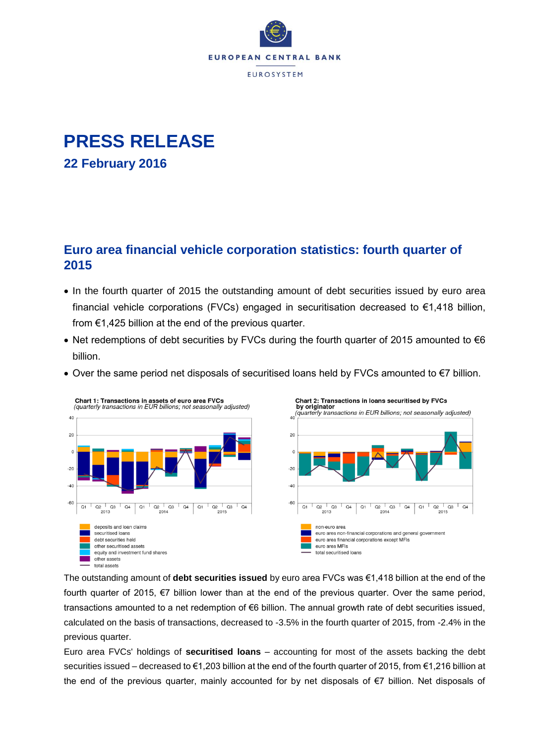# PRESS RELEASE

**22 February 2016**

## Euro area financial vehicle corporation statistics: fourth quarter of 2015

- In the fourth quarter of 2015 the outstanding amount of debt securities issued by euro area financial vehicle corporations (FVCs) engaged in securitisation decreased to €1,418 billion, from €1,425 billion at the end of the previous quarter.
- Net redemptions of debt securities by FVCs during the fourth quarter of 2015 amounted to €6 billion.
- Over the same period net disposals of securitised loans held by FVCs amounted to €7 billion.

**Chart 1: Transactions in assets of euro area FVCs**
*(quarterly transactions in EUR billions; not seasonally adjusted)*

Legend: deposits and loan claims; securitised loans; debt securities held; other securitised assets; equity and investment fund shares; other assets; total assets

**Chart 2: Transactions in loans securitised by FVCs by originator**
*(quarterly transactions in EUR billions; not seasonally adjusted)*

Legend: non-euro area; euro area non-financial corporations and general government; euro area financial corporations except MFIs; euro area MFIs; total securitised loans

The outstanding amount of **debt securities issued** by euro area FVCs was €1,418 billion at the end of the fourth quarter of 2015, €7 billion lower than at the end of the previous quarter. Over the same period, transactions amounted to a net redemption of €6 billion. The annual growth rate of debt securities issued, calculated on the basis of transactions, decreased to -3.5% in the fourth quarter of 2015, from -2.4% in the previous quarter.

Euro area FVCs' holdings of **securitised loans** – accounting for most of the assets backing the debt securities issued – decreased to €1,203 billion at the end of the fourth quarter of 2015, from €1,216 billion at the end of the previous quarter, mainly accounted for by net disposals of €7 billion. Net disposals of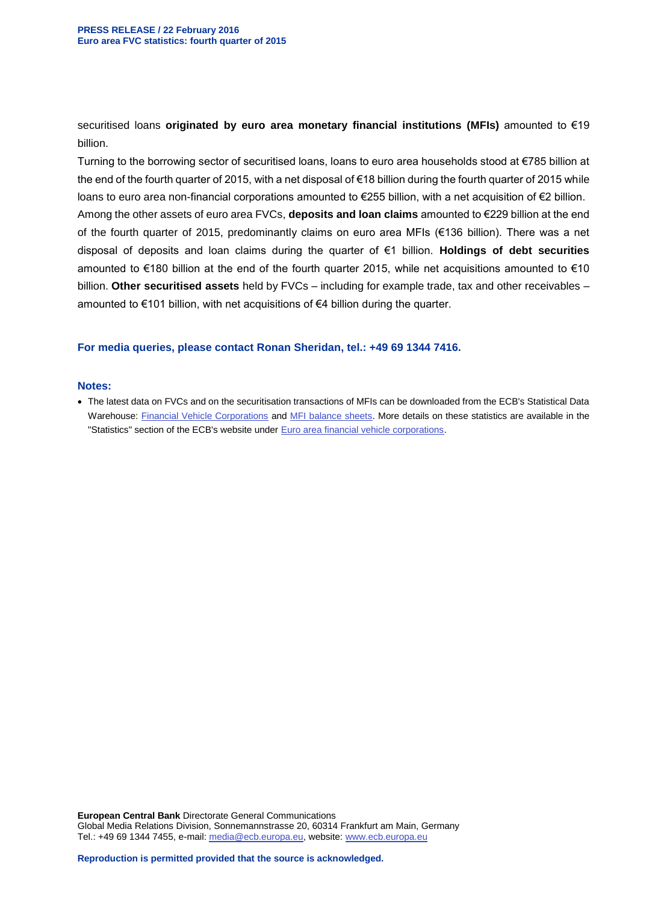securitised loans **originated by euro area monetary financial institutions (MFIs)** amounted to €19 billion.

Turning to the borrowing sector of securitised loans, loans to euro area households stood at €785 billion at the end of the fourth quarter of 2015, with a net disposal of €18 billion during the fourth quarter of 2015 while loans to euro area non-financial corporations amounted to €255 billion, with a net acquisition of €2 billion.

Among the other assets of euro area FVCs, **deposits and loan claims** amounted to €229 billion at the end of the fourth quarter of 2015, predominantly claims on euro area MFIs (€136 billion). There was a net disposal of deposits and loan claims during the quarter of €1 billion. **Holdings of debt securities** amounted to €180 billion at the end of the fourth quarter 2015, while net acquisitions amounted to €10 billion. **Other securitised assets** held by FVCs – including for example trade, tax and other receivables – amounted to €101 billion, with net acquisitions of €4 billion during the quarter.

**For media queries, please contact Ronan Sheridan, tel.: +49 69 1344 7416.**

**Notes:**

- The latest data on FVCs and on the securitisation transactions of MFIs can be downloaded from the ECB's Statistical Data Warehouse: Financial Vehicle Corporations and MFI balance sheets. More details on these statistics are available in the "Statistics" section of the ECB's website under Euro area financial vehicle corporations.

**European Central Bank** Directorate General Communications
Global Media Relations Division, Sonnemannstrasse 20, 60314 Frankfurt am Main, Germany
Tel.: +49 69 1344 7455, e-mail: media@ecb.europa.eu, website: www.ecb.europa.eu

**Reproduction is permitted provided that the source is acknowledged.**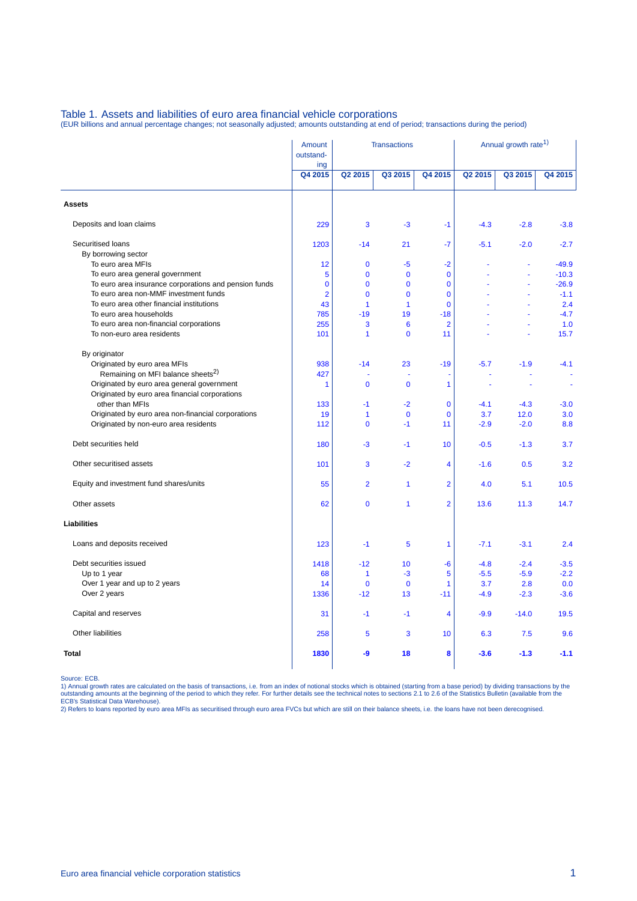## Table 1. Assets and liabilities of euro area financial vehicle corporations

(EUR billions and annual percentage changes; not seasonally adjusted; amounts outstanding at end of period; transactions during the period)

| | Amount outstanding | Transactions | | | Annual growth rate[1] | | |
|---|---|---|---|---|---|---|---|
| | Q4 2015 | Q2 2015 | Q3 2015 | Q4 2015 | Q2 2015 | Q3 2015 | Q4 2015 |
| **Assets** | | | | | | | |
| Deposits and loan claims | 229 | 3 | -3 | -1 | -4.3 | -2.8 | -3.8 |
| Securitised loans | 1203 | -14 | 21 | -7 | -5.1 | -2.0 | -2.7 |
| By borrowing sector | | | | | | | |
| To euro area MFIs | 12 | 0 | -5 | -2 | - | - | -49.9 |
| To euro area general government | 5 | 0 | 0 | 0 | - | - | -10.3 |
| To euro area insurance corporations and pension funds | 0 | 0 | 0 | 0 | - | - | -26.9 |
| To euro area non-MMF investment funds | 2 | 0 | 0 | 0 | - | - | -1.1 |
| To euro area other financial institutions | 43 | 1 | 1 | 0 | - | - | 2.4 |
| To euro area households | 785 | -19 | 19 | -18 | - | - | -4.7 |
| To euro area non-financial corporations | 255 | 3 | 6 | 2 | - | - | 1.0 |
| To non-euro area residents | 101 | 1 | 0 | 11 | - | - | 15.7 |
| By originator | | | | | | | |
| Originated by euro area MFIs | 938 | -14 | 23 | -19 | -5.7 | -1.9 | -4.1 |
| Remaining on MFI balance sheets[2] | 427 | - | - | - | - | - | - |
| Originated by euro area general government | 1 | 0 | 0 | 1 | - | - | - |
| Originated by euro area financial corporations other than MFIs | 133 | -1 | -2 | 0 | -4.1 | -4.3 | -3.0 |
| Originated by euro area non-financial corporations | 19 | 1 | 0 | 0 | 3.7 | 12.0 | 3.0 |
| Originated by non-euro area residents | 112 | 0 | -1 | 11 | -2.9 | -2.0 | 8.8 |
| Debt securities held | 180 | -3 | -1 | 10 | -0.5 | -1.3 | 3.7 |
| Other securitised assets | 101 | 3 | -2 | 4 | -1.6 | 0.5 | 3.2 |
| Equity and investment fund shares/units | 55 | 2 | 1 | 2 | 4.0 | 5.1 | 10.5 |
| Other assets | 62 | 0 | 1 | 2 | 13.6 | 11.3 | 14.7 |
| **Liabilities** | | | | | | | |
| Loans and deposits received | 123 | -1 | 5 | 1 | -7.1 | -3.1 | 2.4 |
| Debt securities issued | 1418 | -12 | 10 | -6 | -4.8 | -2.4 | -3.5 |
| Up to 1 year | 68 | 1 | -3 | 5 | -5.5 | -5.9 | -2.2 |
| Over 1 year and up to 2 years | 14 | 0 | 0 | 1 | 3.7 | 2.8 | 0.0 |
| Over 2 years | 1336 | -12 | 13 | -11 | -4.9 | -2.3 | -3.6 |
| Capital and reserves | 31 | -1 | -1 | 4 | -9.9 | -14.0 | 19.5 |
| Other liabilities | 258 | 5 | 3 | 10 | 6.3 | 7.5 | 9.6 |
| **Total** | **1830** | **-9** | **18** | **8** | **-3.6** | **-1.3** | **-1.1** |

Source: ECB.

1) Annual growth rates are calculated on the basis of transactions, i.e. from an index of notional stocks which is obtained (starting from a base period) by dividing transactions by the outstanding amounts at the beginning of the period to which they refer. For further details see the technical notes to sections 2.1 to 2.6 of the Statistics Bulletin (available from the ECB's Statistical Data Warehouse).

2) Refers to loans reported by euro area MFIs as securitised through euro area FVCs but which are still on their balance sheets, i.e. the loans have not been derecognised.